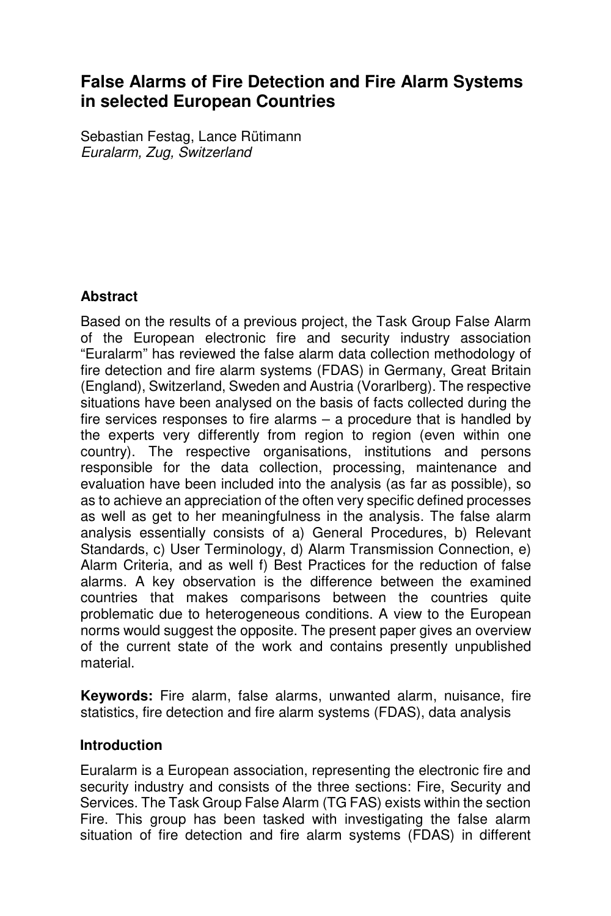# False Alarms of Fire Detection and Fire Alarm Systems in selected European Countries

Sebastian Festag, Lance Rütimann
*Euralarm, Zug, Switzerland*

## Abstract

Based on the results of a previous project, the Task Group False Alarm of the European electronic fire and security industry association "Euralarm" has reviewed the false alarm data collection methodology of fire detection and fire alarm systems (FDAS) in Germany, Great Britain (England), Switzerland, Sweden and Austria (Vorarlberg). The respective situations have been analysed on the basis of facts collected during the fire services responses to fire alarms – a procedure that is handled by the experts very differently from region to region (even within one country). The respective organisations, institutions and persons responsible for the data collection, processing, maintenance and evaluation have been included into the analysis (as far as possible), so as to achieve an appreciation of the often very specific defined processes as well as get to her meaningfulness in the analysis. The false alarm analysis essentially consists of a) General Procedures, b) Relevant Standards, c) User Terminology, d) Alarm Transmission Connection, e) Alarm Criteria, and as well f) Best Practices for the reduction of false alarms. A key observation is the difference between the examined countries that makes comparisons between the countries quite problematic due to heterogeneous conditions. A view to the European norms would suggest the opposite. The present paper gives an overview of the current state of the work and contains presently unpublished material.

**Keywords:** Fire alarm, false alarms, unwanted alarm, nuisance, fire statistics, fire detection and fire alarm systems (FDAS), data analysis

## Introduction

Euralarm is a European association, representing the electronic fire and security industry and consists of the three sections: Fire, Security and Services. The Task Group False Alarm (TG FAS) exists within the section Fire. This group has been tasked with investigating the false alarm situation of fire detection and fire alarm systems (FDAS) in different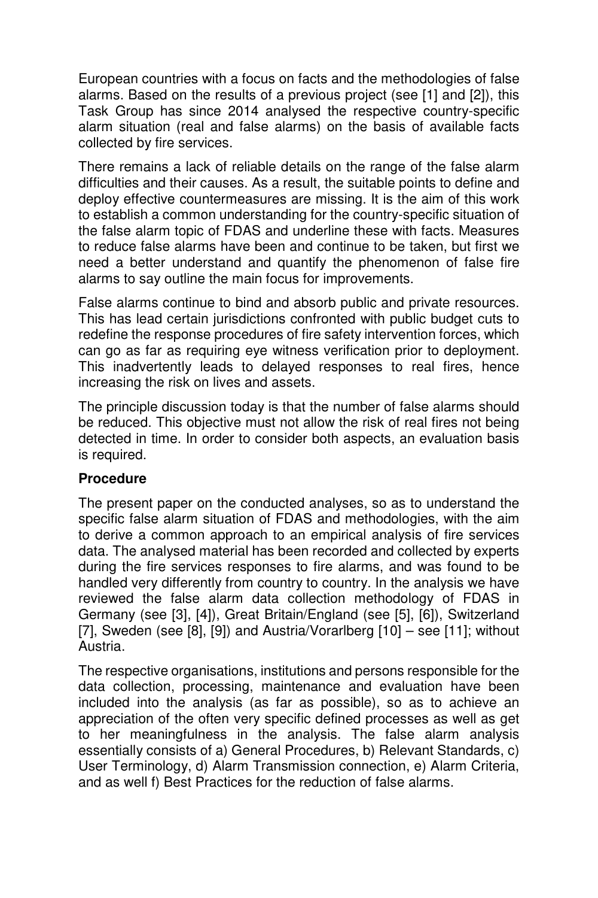European countries with a focus on facts and the methodologies of false alarms. Based on the results of a previous project (see [1] and [2]), this Task Group has since 2014 analysed the respective country-specific alarm situation (real and false alarms) on the basis of available facts collected by fire services.

There remains a lack of reliable details on the range of the false alarm difficulties and their causes. As a result, the suitable points to define and deploy effective countermeasures are missing. It is the aim of this work to establish a common understanding for the country-specific situation of the false alarm topic of FDAS and underline these with facts. Measures to reduce false alarms have been and continue to be taken, but first we need a better understand and quantify the phenomenon of false fire alarms to say outline the main focus for improvements.

False alarms continue to bind and absorb public and private resources. This has lead certain jurisdictions confronted with public budget cuts to redefine the response procedures of fire safety intervention forces, which can go as far as requiring eye witness verification prior to deployment. This inadvertently leads to delayed responses to real fires, hence increasing the risk on lives and assets.

The principle discussion today is that the number of false alarms should be reduced. This objective must not allow the risk of real fires not being detected in time. In order to consider both aspects, an evaluation basis is required.

**Procedure**

The present paper on the conducted analyses, so as to understand the specific false alarm situation of FDAS and methodologies, with the aim to derive a common approach to an empirical analysis of fire services data. The analysed material has been recorded and collected by experts during the fire services responses to fire alarms, and was found to be handled very differently from country to country. In the analysis we have reviewed the false alarm data collection methodology of FDAS in Germany (see [3], [4]), Great Britain/England (see [5], [6]), Switzerland [7], Sweden (see [8], [9]) and Austria/Vorarlberg [10] – see [11]; without Austria.

The respective organisations, institutions and persons responsible for the data collection, processing, maintenance and evaluation have been included into the analysis (as far as possible), so as to achieve an appreciation of the often very specific defined processes as well as get to her meaningfulness in the analysis. The false alarm analysis essentially consists of a) General Procedures, b) Relevant Standards, c) User Terminology, d) Alarm Transmission connection, e) Alarm Criteria, and as well f) Best Practices for the reduction of false alarms.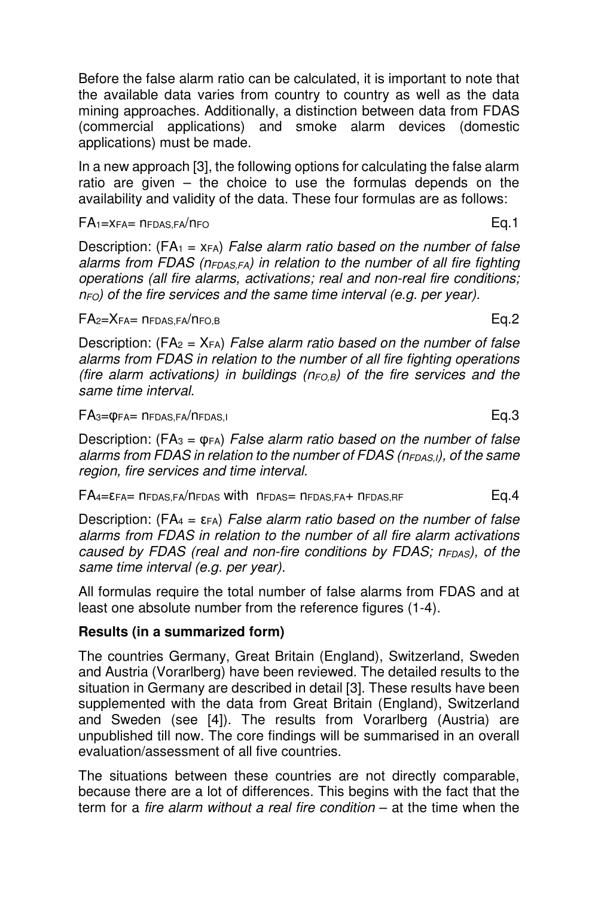Before the false alarm ratio can be calculated, it is important to note that the available data varies from country to country as well as the data mining approaches. Additionally, a distinction between data from FDAS (commercial applications) and smoke alarm devices (domestic applications) must be made.

In a new approach [3], the following options for calculating the false alarm ratio are given – the choice to use the formulas depends on the availability and validity of the data. These four formulas are as follows:

$$FA_1 = x_{FA} = n_{FDAS,FA}/n_{FO} \qquad \text{Eq.1}$$

Description: ($FA_1 = x_{FA}$) *False alarm ratio based on the number of false alarms from FDAS ($n_{FDAS,FA}$) in relation to the number of all fire fighting operations (all fire alarms, activations; real and non-real fire conditions; $n_{FO}$) of the fire services and the same time interval (e.g. per year).*

$$FA_2 = X_{FA} = n_{FDAS,FA}/n_{FO,B} \qquad \text{Eq.2}$$

Description: ($FA_2 = X_{FA}$) *False alarm ratio based on the number of false alarms from FDAS in relation to the number of all fire fighting operations (fire alarm activations) in buildings ($n_{FO,B}$) of the fire services and the same time interval.*

$$FA_3 = \varphi_{FA} = n_{FDAS,FA}/n_{FDAS,I} \qquad \text{Eq.3}$$

Description: ($FA_3 = \varphi_{FA}$) *False alarm ratio based on the number of false alarms from FDAS in relation to the number of FDAS ($n_{FDAS,I}$), of the same region, fire services and time interval.*

$$FA_4 = \varepsilon_{FA} = n_{FDAS,FA}/n_{FDAS} \text{ with } n_{FDAS} = n_{FDAS,FA} + n_{FDAS,RF} \qquad \text{Eq.4}$$

Description: ($FA_4 = \varepsilon_{FA}$) *False alarm ratio based on the number of false alarms from FDAS in relation to the number of all fire alarm activations caused by FDAS (real and non-fire conditions by FDAS; $n_{FDAS}$), of the same time interval (e.g. per year).*

All formulas require the total number of false alarms from FDAS and at least one absolute number from the reference figures (1-4).

**Results (in a summarized form)**

The countries Germany, Great Britain (England), Switzerland, Sweden and Austria (Vorarlberg) have been reviewed. The detailed results to the situation in Germany are described in detail [3]. These results have been supplemented with the data from Great Britain (England), Switzerland and Sweden (see [4]). The results from Vorarlberg (Austria) are unpublished till now. The core findings will be summarised in an overall evaluation/assessment of all five countries.

The situations between these countries are not directly comparable, because there are a lot of differences. This begins with the fact that the term for a *fire alarm without a real fire condition* – at the time when the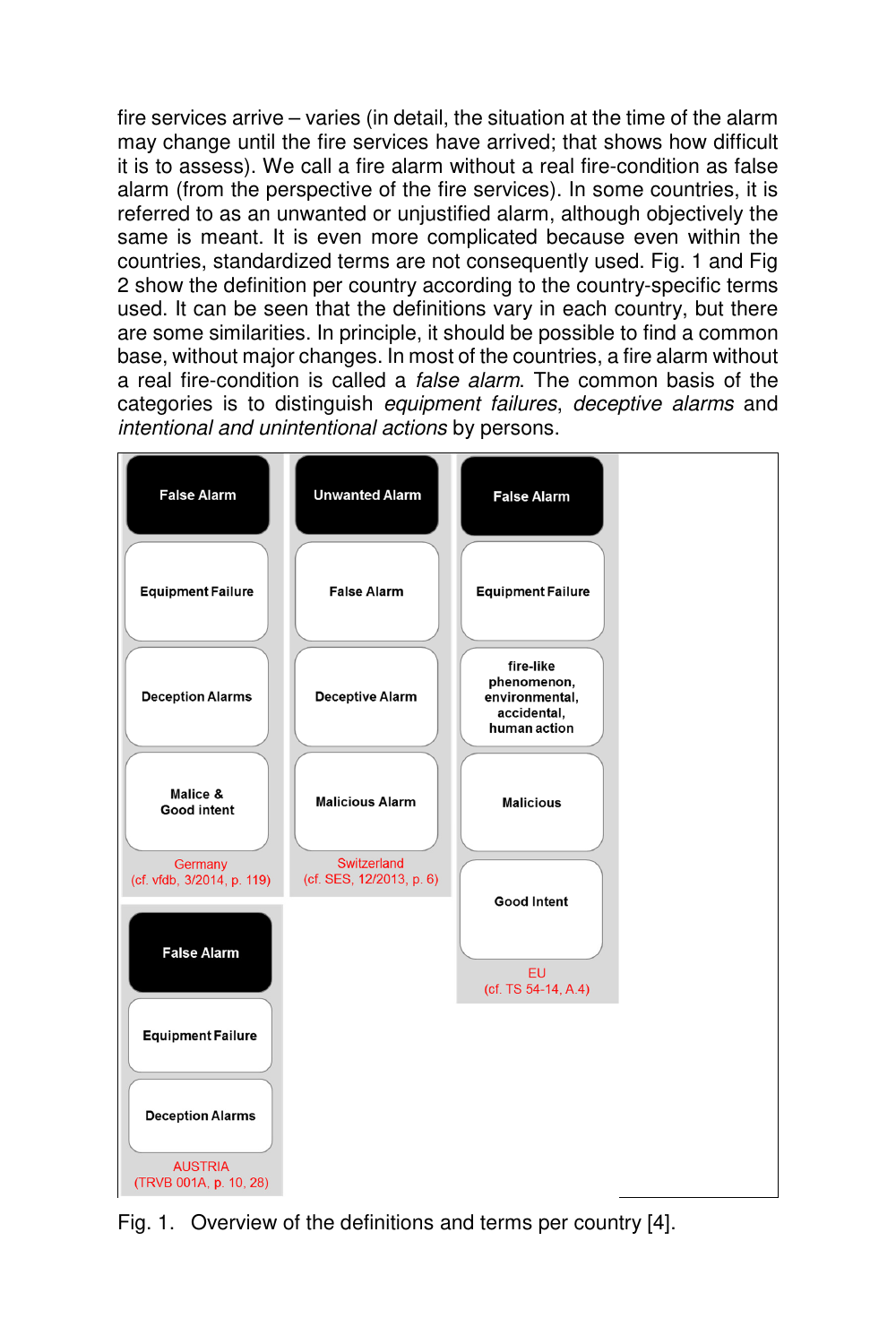fire services arrive – varies (in detail, the situation at the time of the alarm may change until the fire services have arrived; that shows how difficult it is to assess). We call a fire alarm without a real fire-condition as false alarm (from the perspective of the fire services). In some countries, it is referred to as an unwanted or unjustified alarm, although objectively the same is meant. It is even more complicated because even within the countries, standardized terms are not consequently used. Fig. 1 and Fig 2 show the definition per country according to the country-specific terms used. It can be seen that the definitions vary in each country, but there are some similarities. In principle, it should be possible to find a common base, without major changes. In most of the countries, a fire alarm without a real fire-condition is called a *false alarm*. The common basis of the categories is to distinguish *equipment failures*, *deceptive alarms* and *intentional and unintentional actions* by persons.

| Germany (cf. vfdb, 3/2014, p. 119) | Switzerland (cf. SES, 12/2013, p. 6) | EU (cf. TS 54-14, A.4) | AUSTRIA (TRVB 001A, p. 10, 28) |
|---|---|---|---|
| **False Alarm** | **Unwanted Alarm** | **False Alarm** | **False Alarm** |
| Equipment Failure | False Alarm | Equipment Failure | Equipment Failure |
| Deception Alarms | Deceptive Alarm | fire-like phenomenon, environmental, accidental, human action | Deception Alarms |
| Malice & Good intent | Malicious Alarm | Malicious | |
| | | Good Intent | |

Fig. 1. Overview of the definitions and terms per country [4].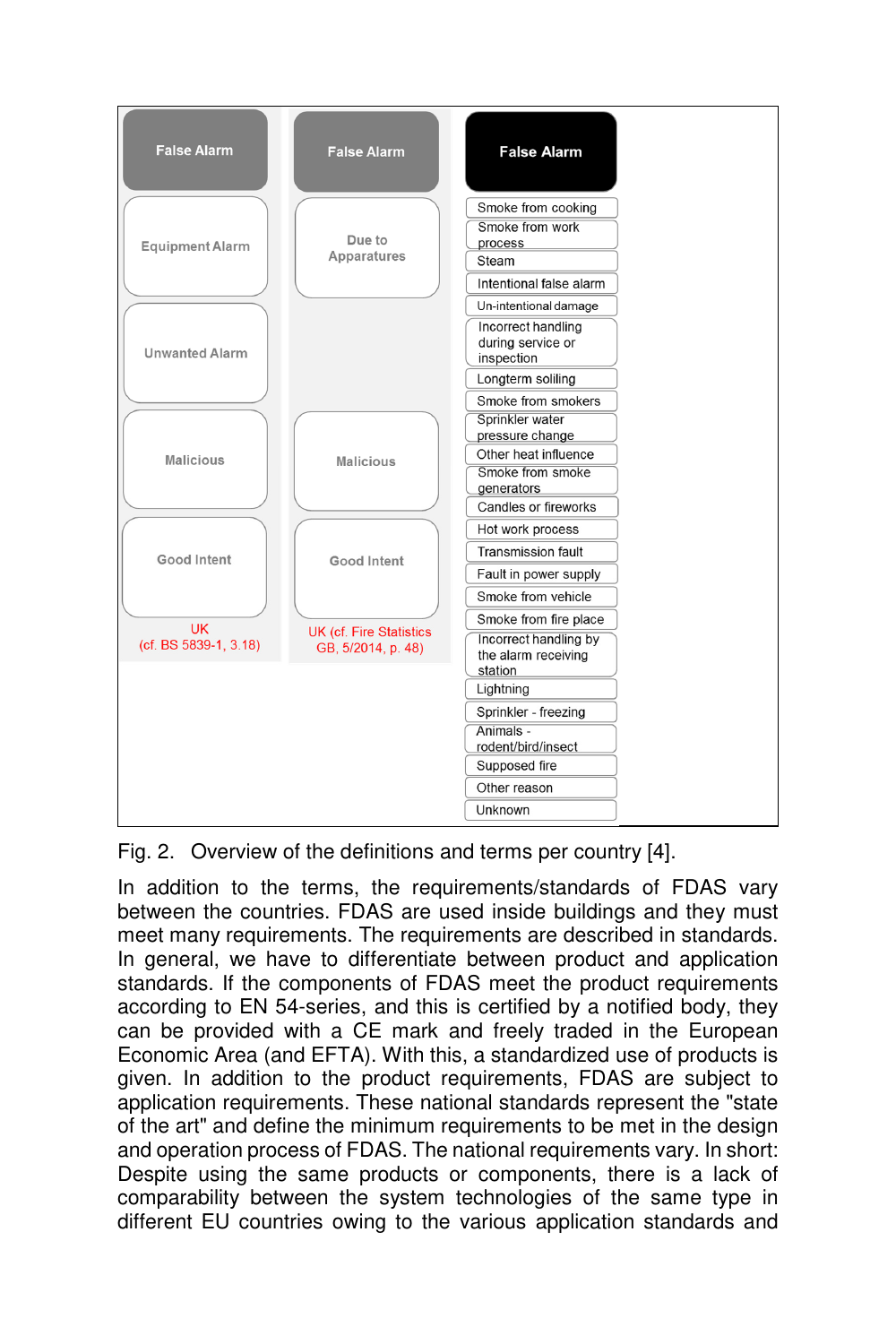| UK (cf. BS 5839-1, 3.18) | UK (cf. Fire Statistics GB, 5/2014, p. 48) | |
|---|---|---|
| **False Alarm** | **False Alarm** | **False Alarm** |
| Equipment Alarm | Due to Apparatures | Smoke from cooking |
| Unwanted Alarm | | Smoke from work process |
| Malicious | Malicious | Steam |
| Good Intent | Good Intent | Intentional false alarm |
| | | Un-intentional damage |
| | | Incorrect handling during service or inspection |
| | | Longterm solling |
| | | Smoke from smokers |
| | | Sprinkler water pressure change |
| | | Other heat influence |
| | | Smoke from smoke generators |
| | | Candles or fireworks |
| | | Hot work process |
| | | Transmission fault |
| | | Fault in power supply |
| | | Smoke from vehicle |
| | | Smoke from fire place |
| | | Incorrect handling by the alarm receiving station |
| | | Lightning |
| | | Sprinkler - freezing |
| | | Animals - rodent/bird/insect |
| | | Supposed fire |
| | | Other reason |
| | | Unknown |

Fig. 2. Overview of the definitions and terms per country [4].

In addition to the terms, the requirements/standards of FDAS vary between the countries. FDAS are used inside buildings and they must meet many requirements. The requirements are described in standards. In general, we have to differentiate between product and application standards. If the components of FDAS meet the product requirements according to EN 54-series, and this is certified by a notified body, they can be provided with a CE mark and freely traded in the European Economic Area (and EFTA). With this, a standardized use of products is given. In addition to the product requirements, FDAS are subject to application requirements. These national standards represent the "state of the art" and define the minimum requirements to be met in the design and operation process of FDAS. The national requirements vary. In short: Despite using the same products or components, there is a lack of comparability between the system technologies of the same type in different EU countries owing to the various application standards and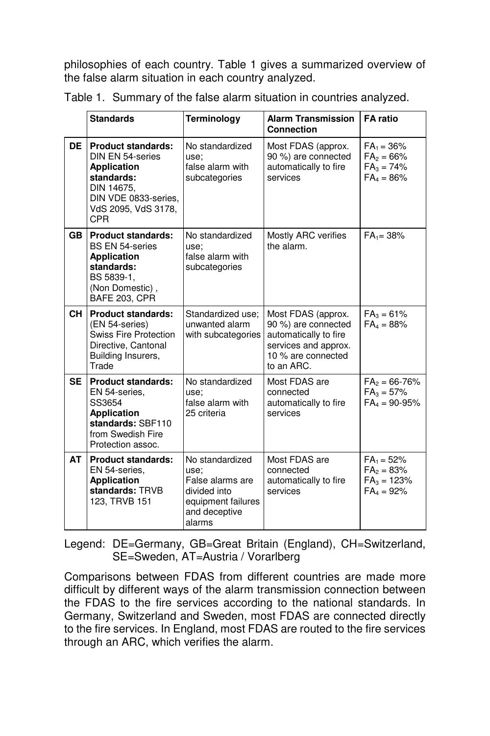philosophies of each country. Table 1 gives a summarized overview of the false alarm situation in each country analyzed.

Table 1. Summary of the false alarm situation in countries analyzed.

| | Standards | Terminology | Alarm Transmission Connection | FA ratio |
|---|---|---|---|---|
| **DE** | **Product standards:** DIN EN 54-series **Application standards:** DIN 14675, DIN VDE 0833-series, VdS 2095, VdS 3178, CPR | No standardized use; false alarm with subcategories | Most FDAS (approx. 90 %) are connected automatically to fire services | $FA_1$ = 36% $FA_2$ = 66% $FA_3$ = 74% $FA_4$ = 86% |
| **GB** | **Product standards:** BS EN 54-series **Application standards:** BS 5839-1, (Non Domestic) , BAFE 203, CPR | No standardized use; false alarm with subcategories | Mostly ARC verifies the alarm. | $FA_1$= 38% |
| **CH** | **Product standards:** (EN 54-series) Swiss Fire Protection Directive, Cantonal Building Insurers, Trade | Standardized use; unwanted alarm with subcategories | Most FDAS (approx. 90 %) are connected automatically to fire services and approx. 10 % are connected to an ARC. | $FA_3$ = 61% $FA_4$ = 88% |
| **SE** | **Product standards:** EN 54-series, SS3654 **Application standards:** SBF110 from Swedish Fire Protection assoc. | No standardized use; false alarm with 25 criteria | Most FDAS are connected automatically to fire services | $FA_2$ = 66-76% $FA_3$ = 57% $FA_4$ = 90-95% |
| **AT** | **Product standards:** EN 54-series, **Application standards:** TRVB 123, TRVB 151 | No standardized use; False alarms are divided into equipment failures and deceptive alarms | Most FDAS are connected automatically to fire services | $FA_1$ = 52% $FA_2$ = 83% $FA_3$ = 123% $FA_4$ = 92% |

Legend: DE=Germany, GB=Great Britain (England), CH=Switzerland, SE=Sweden, AT=Austria / Vorarlberg

Comparisons between FDAS from different countries are made more difficult by different ways of the alarm transmission connection between the FDAS to the fire services according to the national standards. In Germany, Switzerland and Sweden, most FDAS are connected directly to the fire services. In England, most FDAS are routed to the fire services through an ARC, which verifies the alarm.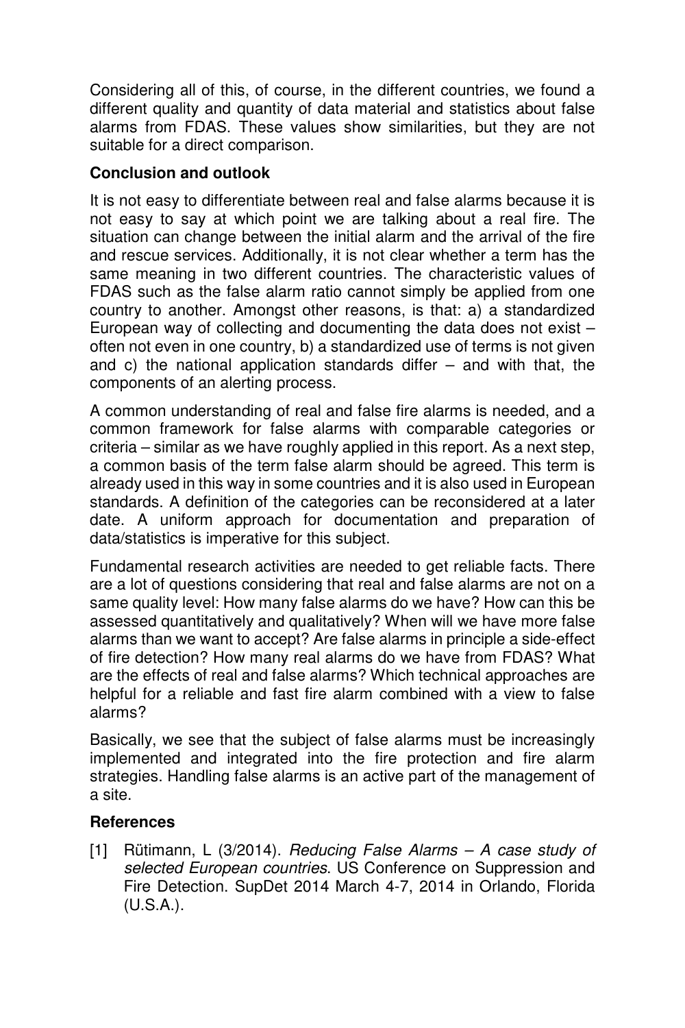Considering all of this, of course, in the different countries, we found a different quality and quantity of data material and statistics about false alarms from FDAS. These values show similarities, but they are not suitable for a direct comparison.

## Conclusion and outlook

It is not easy to differentiate between real and false alarms because it is not easy to say at which point we are talking about a real fire. The situation can change between the initial alarm and the arrival of the fire and rescue services. Additionally, it is not clear whether a term has the same meaning in two different countries. The characteristic values of FDAS such as the false alarm ratio cannot simply be applied from one country to another. Amongst other reasons, is that: a) a standardized European way of collecting and documenting the data does not exist – often not even in one country, b) a standardized use of terms is not given and c) the national application standards differ – and with that, the components of an alerting process.

A common understanding of real and false fire alarms is needed, and a common framework for false alarms with comparable categories or criteria – similar as we have roughly applied in this report. As a next step, a common basis of the term false alarm should be agreed. This term is already used in this way in some countries and it is also used in European standards. A definition of the categories can be reconsidered at a later date. A uniform approach for documentation and preparation of data/statistics is imperative for this subject.

Fundamental research activities are needed to get reliable facts. There are a lot of questions considering that real and false alarms are not on a same quality level: How many false alarms do we have? How can this be assessed quantitatively and qualitatively? When will we have more false alarms than we want to accept? Are false alarms in principle a side-effect of fire detection? How many real alarms do we have from FDAS? What are the effects of real and false alarms? Which technical approaches are helpful for a reliable and fast fire alarm combined with a view to false alarms?

Basically, we see that the subject of false alarms must be increasingly implemented and integrated into the fire protection and fire alarm strategies. Handling false alarms is an active part of the management of a site.

## References

[1] Rütimann, L (3/2014). *Reducing False Alarms – A case study of selected European countries*. US Conference on Suppression and Fire Detection. SupDet 2014 March 4-7, 2014 in Orlando, Florida (U.S.A.).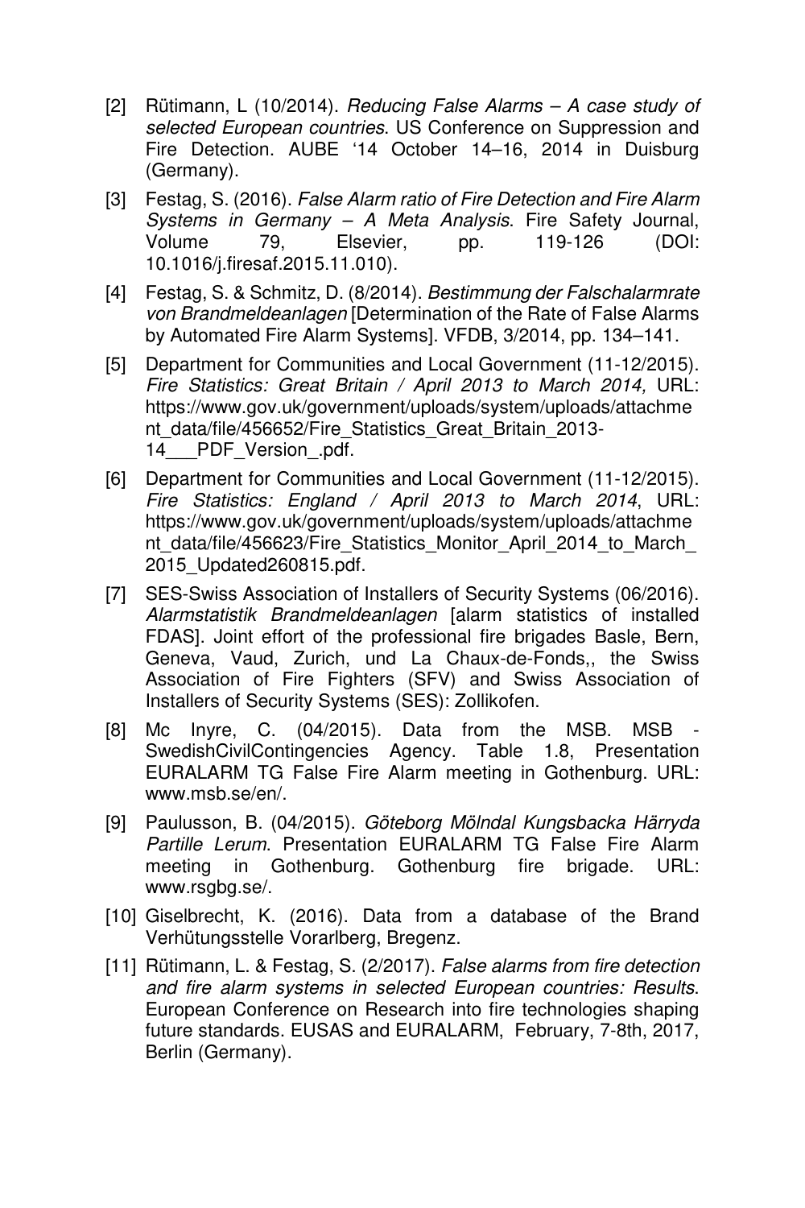[2] Rütimann, L (10/2014). *Reducing False Alarms – A case study of selected European countries*. US Conference on Suppression and Fire Detection. AUBE '14 October 14–16, 2014 in Duisburg (Germany).

[3] Festag, S. (2016). *False Alarm ratio of Fire Detection and Fire Alarm Systems in Germany – A Meta Analysis*. Fire Safety Journal, Volume 79, Elsevier, pp. 119-126 (DOI: 10.1016/j.firesaf.2015.11.010).

[4] Festag, S. & Schmitz, D. (8/2014). *Bestimmung der Falschalarmrate von Brandmeldeanlagen* [Determination of the Rate of False Alarms by Automated Fire Alarm Systems]. VFDB, 3/2014, pp. 134–141.

[5] Department for Communities and Local Government (11-12/2015). *Fire Statistics: Great Britain / April 2013 to March 2014,* URL: https://www.gov.uk/government/uploads/system/uploads/attachment_data/file/456652/Fire_Statistics_Great_Britain_2013-14___PDF_Version_.pdf.

[6] Department for Communities and Local Government (11-12/2015). *Fire Statistics: England / April 2013 to March 2014*, URL: https://www.gov.uk/government/uploads/system/uploads/attachment_data/file/456623/Fire_Statistics_Monitor_April_2014_to_March_2015_Updated260815.pdf.

[7] SES-Swiss Association of Installers of Security Systems (06/2016). *Alarmstatistik Brandmeldeanlagen* [alarm statistics of installed FDAS]. Joint effort of the professional fire brigades Basle, Bern, Geneva, Vaud, Zurich, und La Chaux-de-Fonds,, the Swiss Association of Fire Fighters (SFV) and Swiss Association of Installers of Security Systems (SES): Zollikofen.

[8] Mc Inyre, C. (04/2015). Data from the MSB. MSB - SwedishCivilContingencies Agency. Table 1.8, Presentation EURALARM TG False Fire Alarm meeting in Gothenburg. URL: www.msb.se/en/.

[9] Paulusson, B. (04/2015). *Göteborg Mölndal Kungsbacka Härryda Partille Lerum*. Presentation EURALARM TG False Fire Alarm meeting in Gothenburg. Gothenburg fire brigade. URL: www.rsgbg.se/.

[10] Giselbrecht, K. (2016). Data from a database of the Brand Verhütungsstelle Vorarlberg, Bregenz.

[11] Rütimann, L. & Festag, S. (2/2017). *False alarms from fire detection and fire alarm systems in selected European countries: Results*. European Conference on Research into fire technologies shaping future standards. EUSAS and EURALARM, February, 7-8th, 2017, Berlin (Germany).